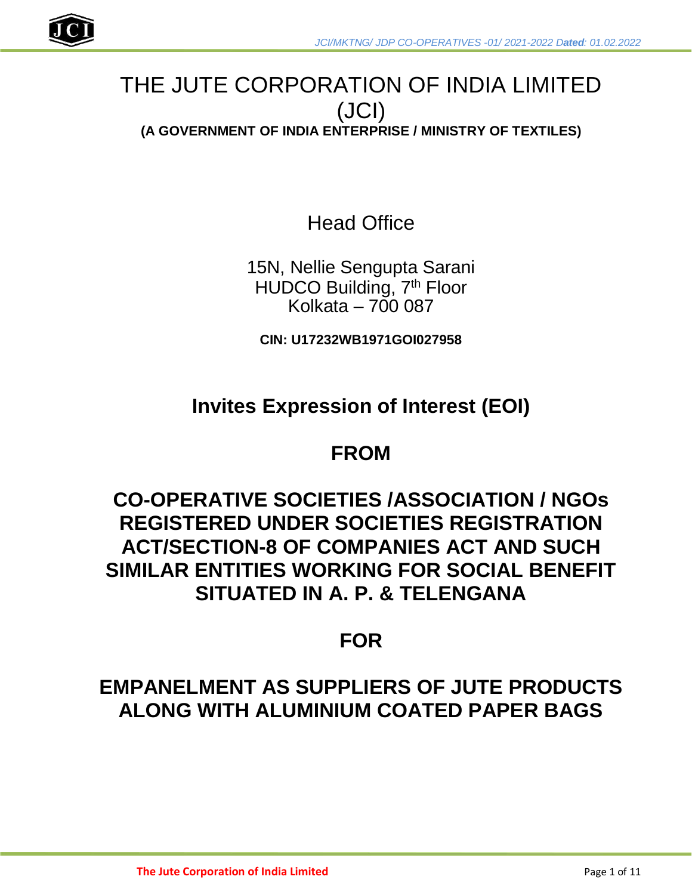# THE JUTE CORPORATION OF INDIA LIMITED (JCI)

**(A GOVERNMENT OF INDIA ENTERPRISE / MINISTRY OF TEXTILES)**

Head Office

15N, Nellie Sengupta Sarani
HUDCO Building, 7th Floor
Kolkata – 700 087

**CIN: U17232WB1971GOI027958**

## Invites Expression of Interest (EOI)

## FROM

## CO-OPERATIVE SOCIETIES /ASSOCIATION / NGOs REGISTERED UNDER SOCIETIES REGISTRATION ACT/SECTION-8 OF COMPANIES ACT AND SUCH SIMILAR ENTITIES WORKING FOR SOCIAL BENEFIT SITUATED IN A. P. & TELENGANA

## FOR

## EMPANELMENT AS SUPPLIERS OF JUTE PRODUCTS ALONG WITH ALUMINIUM COATED PAPER BAGS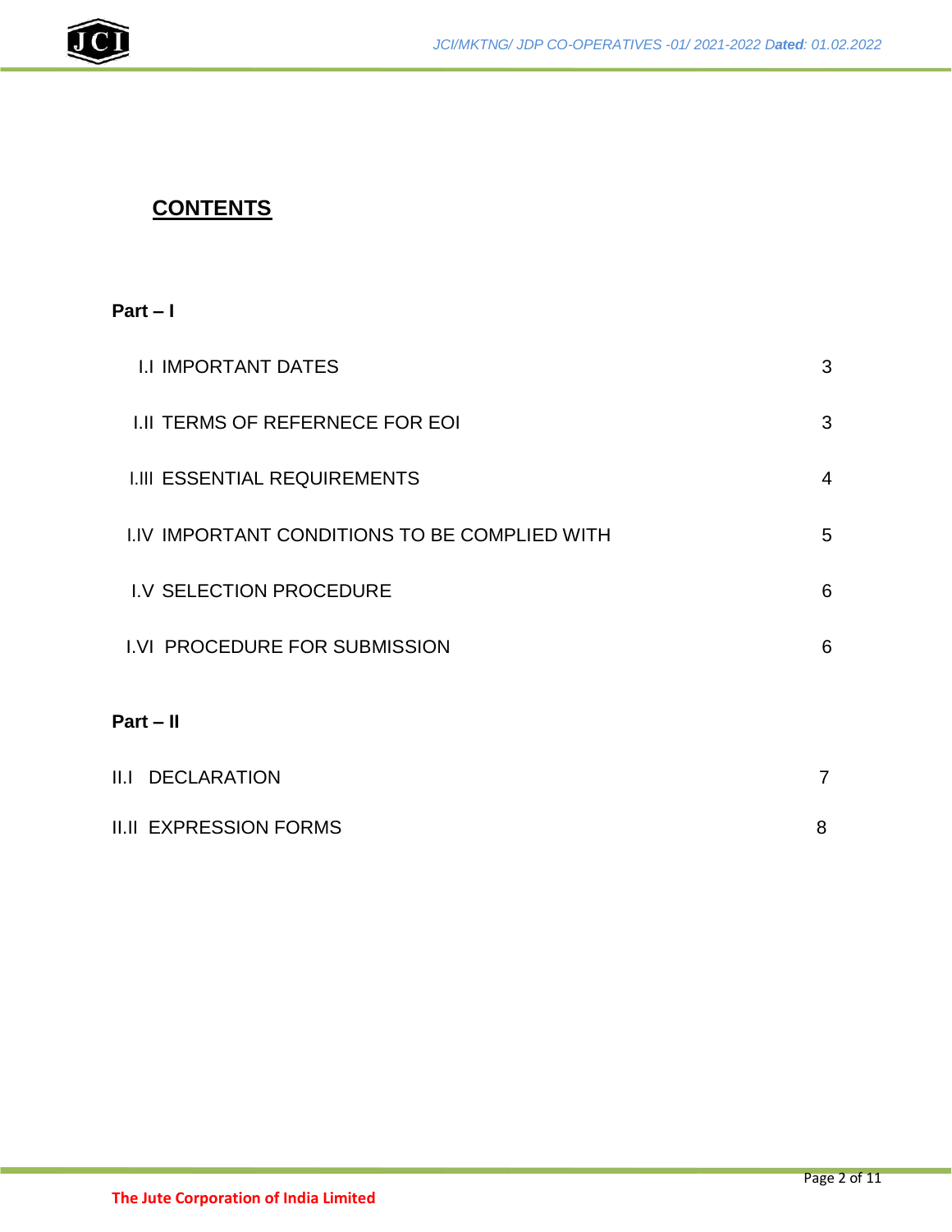# CONTENTS

**Part – I**

| | |
|---|---|
| I.I IMPORTANT DATES | 3 |
| I.II TERMS OF REFERNECE FOR EOI | 3 |
| I.III ESSENTIAL REQUIREMENTS | 4 |
| I.IV IMPORTANT CONDITIONS TO BE COMPLIED WITH | 5 |
| I.V SELECTION PROCEDURE | 6 |
| I.VI PROCEDURE FOR SUBMISSION | 6 |

**Part – II**

| | |
|---|---|
| II.I DECLARATION | 7 |
| II.II EXPRESSION FORMS | 8 |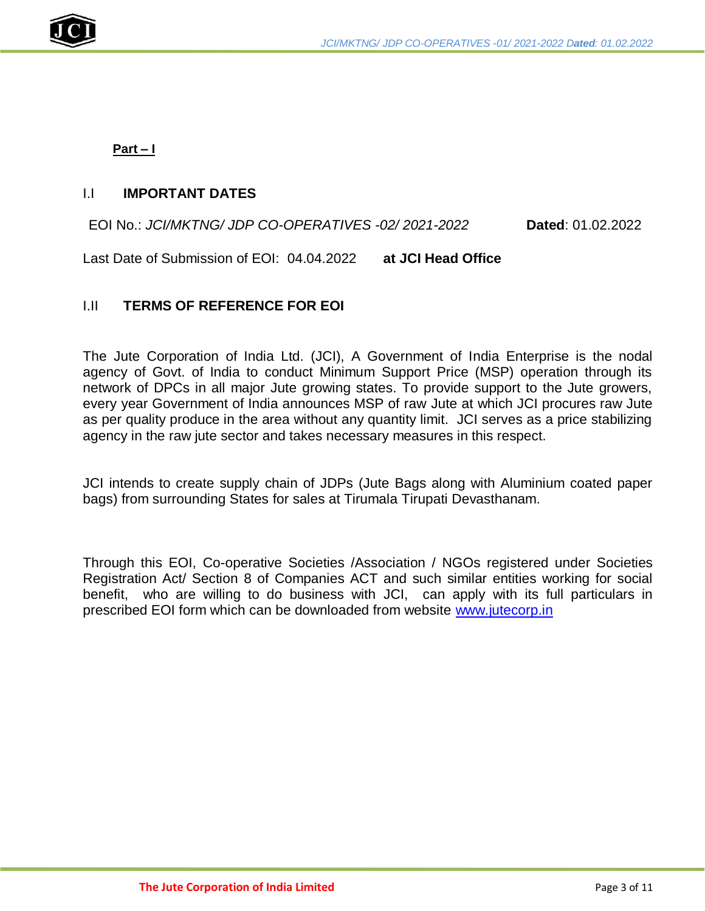**Part – I**

## I.I IMPORTANT DATES

EOI No.: *JCI/MKTNG/ JDP CO-OPERATIVES -02/ 2021-2022* **Dated**: 01.02.2022

Last Date of Submission of EOI: 04.04.2022 **at JCI Head Office**

## I.II TERMS OF REFERENCE FOR EOI

The Jute Corporation of India Ltd. (JCI), A Government of India Enterprise is the nodal agency of Govt. of India to conduct Minimum Support Price (MSP) operation through its network of DPCs in all major Jute growing states. To provide support to the Jute growers, every year Government of India announces MSP of raw Jute at which JCI procures raw Jute as per quality produce in the area without any quantity limit. JCI serves as a price stabilizing agency in the raw jute sector and takes necessary measures in this respect.

JCI intends to create supply chain of JDPs (Jute Bags along with Aluminium coated paper bags) from surrounding States for sales at Tirumala Tirupati Devasthanam.

Through this EOI, Co-operative Societies /Association / NGOs registered under Societies Registration Act/ Section 8 of Companies ACT and such similar entities working for social benefit, who are willing to do business with JCI, can apply with its full particulars in prescribed EOI form which can be downloaded from website www.jutecorp.in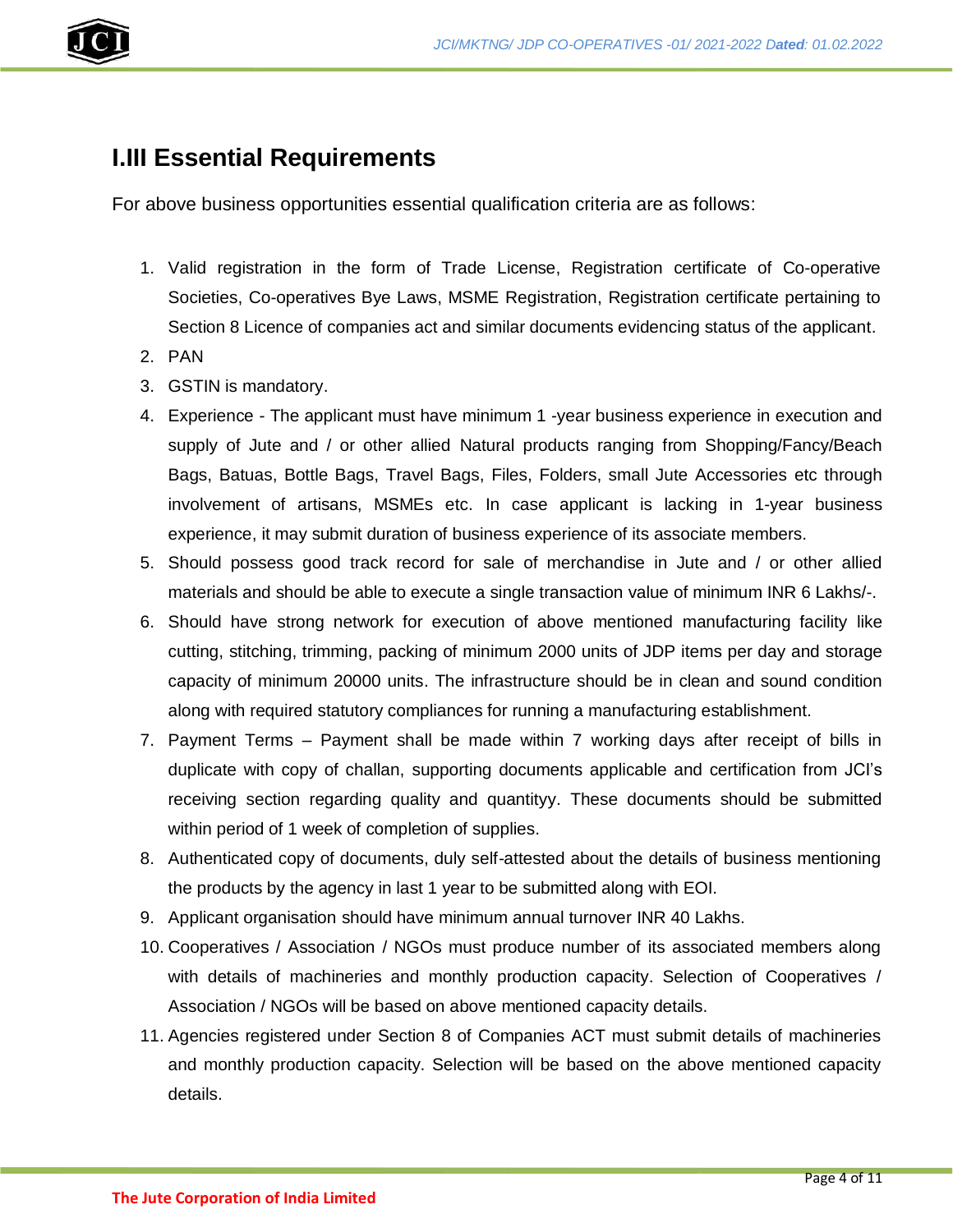## I.III Essential Requirements

For above business opportunities essential qualification criteria are as follows:

1. Valid registration in the form of Trade License, Registration certificate of Co-operative Societies, Co-operatives Bye Laws, MSME Registration, Registration certificate pertaining to Section 8 Licence of companies act and similar documents evidencing status of the applicant.
2. PAN
3. GSTIN is mandatory.
4. Experience - The applicant must have minimum 1 -year business experience in execution and supply of Jute and / or other allied Natural products ranging from Shopping/Fancy/Beach Bags, Batuas, Bottle Bags, Travel Bags, Files, Folders, small Jute Accessories etc through involvement of artisans, MSMEs etc. In case applicant is lacking in 1-year business experience, it may submit duration of business experience of its associate members.
5. Should possess good track record for sale of merchandise in Jute and / or other allied materials and should be able to execute a single transaction value of minimum INR 6 Lakhs/-.
6. Should have strong network for execution of above mentioned manufacturing facility like cutting, stitching, trimming, packing of minimum 2000 units of JDP items per day and storage capacity of minimum 20000 units. The infrastructure should be in clean and sound condition along with required statutory compliances for running a manufacturing establishment.
7. Payment Terms – Payment shall be made within 7 working days after receipt of bills in duplicate with copy of challan, supporting documents applicable and certification from JCI's receiving section regarding quality and quantityy. These documents should be submitted within period of 1 week of completion of supplies.
8. Authenticated copy of documents, duly self-attested about the details of business mentioning the products by the agency in last 1 year to be submitted along with EOI.
9. Applicant organisation should have minimum annual turnover INR 40 Lakhs.
10. Cooperatives / Association / NGOs must produce number of its associated members along with details of machineries and monthly production capacity. Selection of Cooperatives / Association / NGOs will be based on above mentioned capacity details.
11. Agencies registered under Section 8 of Companies ACT must submit details of machineries and monthly production capacity. Selection will be based on the above mentioned capacity details.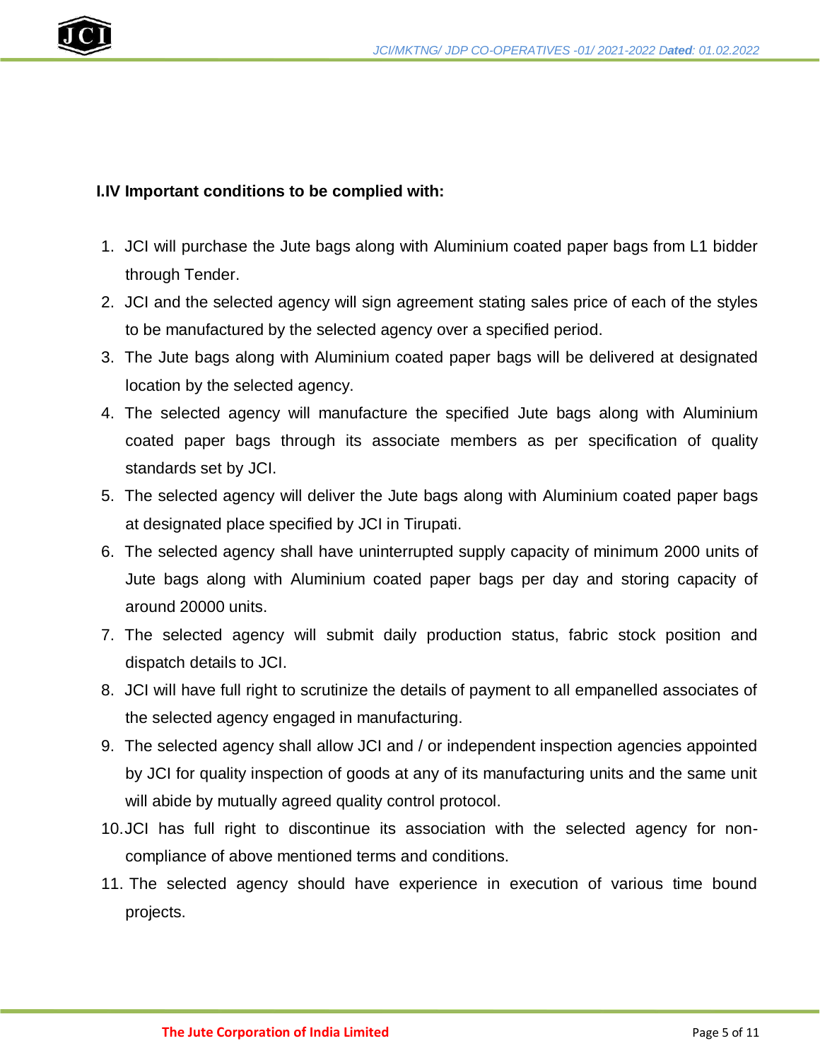**I.IV Important conditions to be complied with:**

1. JCI will purchase the Jute bags along with Aluminium coated paper bags from L1 bidder through Tender.
2. JCI and the selected agency will sign agreement stating sales price of each of the styles to be manufactured by the selected agency over a specified period.
3. The Jute bags along with Aluminium coated paper bags will be delivered at designated location by the selected agency.
4. The selected agency will manufacture the specified Jute bags along with Aluminium coated paper bags through its associate members as per specification of quality standards set by JCI.
5. The selected agency will deliver the Jute bags along with Aluminium coated paper bags at designated place specified by JCI in Tirupati.
6. The selected agency shall have uninterrupted supply capacity of minimum 2000 units of Jute bags along with Aluminium coated paper bags per day and storing capacity of around 20000 units.
7. The selected agency will submit daily production status, fabric stock position and dispatch details to JCI.
8. JCI will have full right to scrutinize the details of payment to all empanelled associates of the selected agency engaged in manufacturing.
9. The selected agency shall allow JCI and / or independent inspection agencies appointed by JCI for quality inspection of goods at any of its manufacturing units and the same unit will abide by mutually agreed quality control protocol.
10. JCI has full right to discontinue its association with the selected agency for non-compliance of above mentioned terms and conditions.
11. The selected agency should have experience in execution of various time bound projects.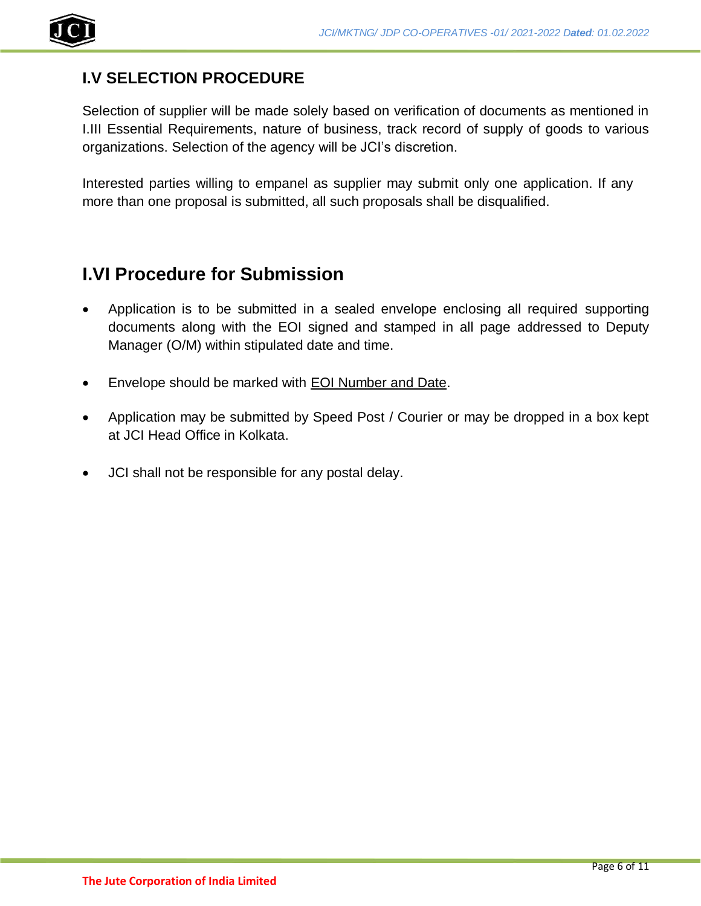## I.V SELECTION PROCEDURE

Selection of supplier will be made solely based on verification of documents as mentioned in I.III Essential Requirements, nature of business, track record of supply of goods to various organizations. Selection of the agency will be JCI's discretion.

Interested parties willing to empanel as supplier may submit only one application. If any more than one proposal is submitted, all such proposals shall be disqualified.

## I.VI Procedure for Submission

- Application is to be submitted in a sealed envelope enclosing all required supporting documents along with the EOI signed and stamped in all page addressed to Deputy Manager (O/M) within stipulated date and time.
- Envelope should be marked with <u>EOI Number and Date</u>.
- Application may be submitted by Speed Post / Courier or may be dropped in a box kept at JCI Head Office in Kolkata.
- JCI shall not be responsible for any postal delay.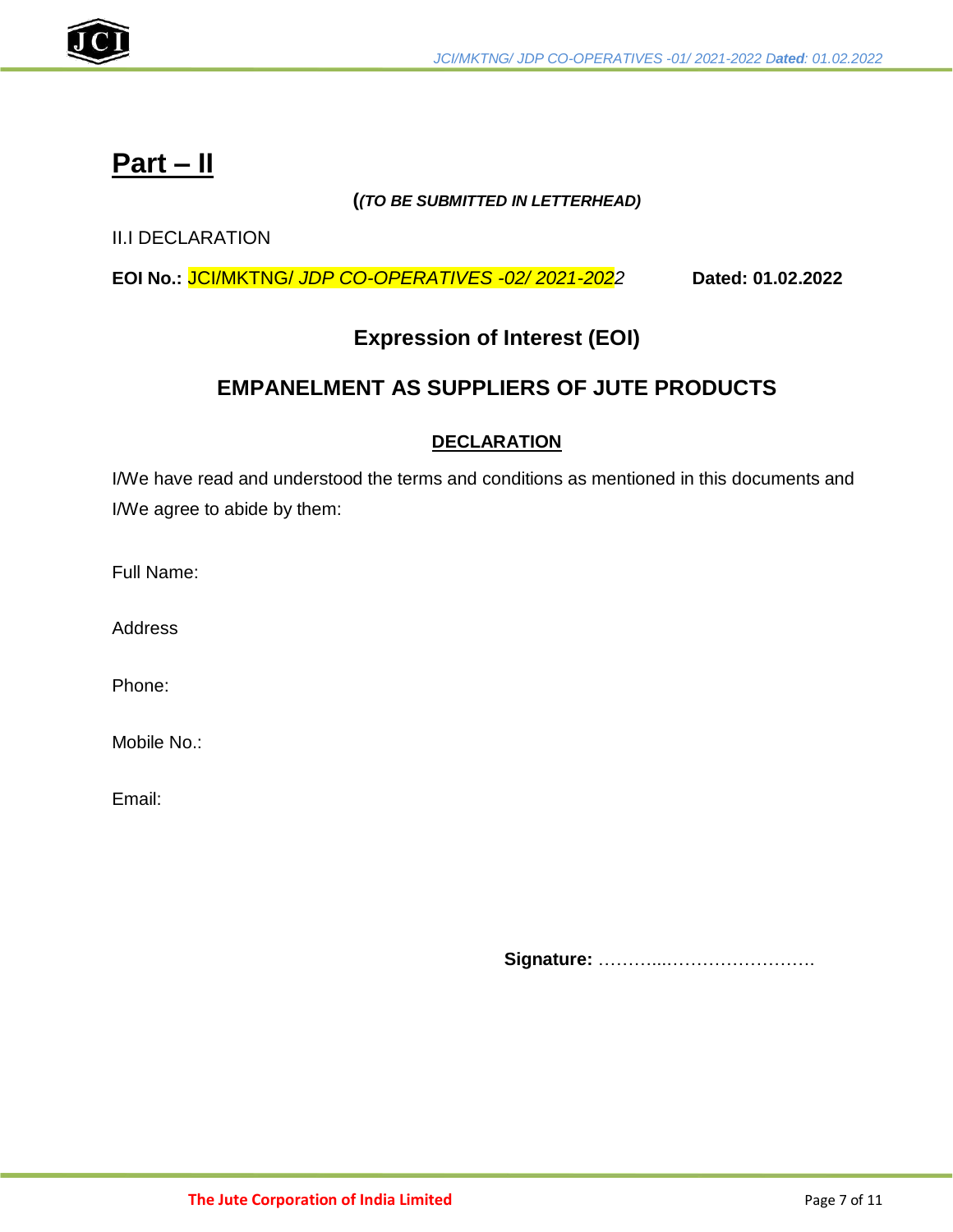# **Part – II**

**(*(TO BE SUBMITTED IN LETTERHEAD)***

II.I DECLARATION

**EOI No.:** JCI/MKTNG/ *JDP CO-OPERATIVES -02/ 2021-2022* **Dated: 01.02.2022**

## Expression of Interest (EOI)

## EMPANELMENT AS SUPPLIERS OF JUTE PRODUCTS

**DECLARATION**

I/We have read and understood the terms and conditions as mentioned in this documents and I/We agree to abide by them:

Full Name:

Address

Phone:

Mobile No.:

Email:

**Signature:** ………...…………………….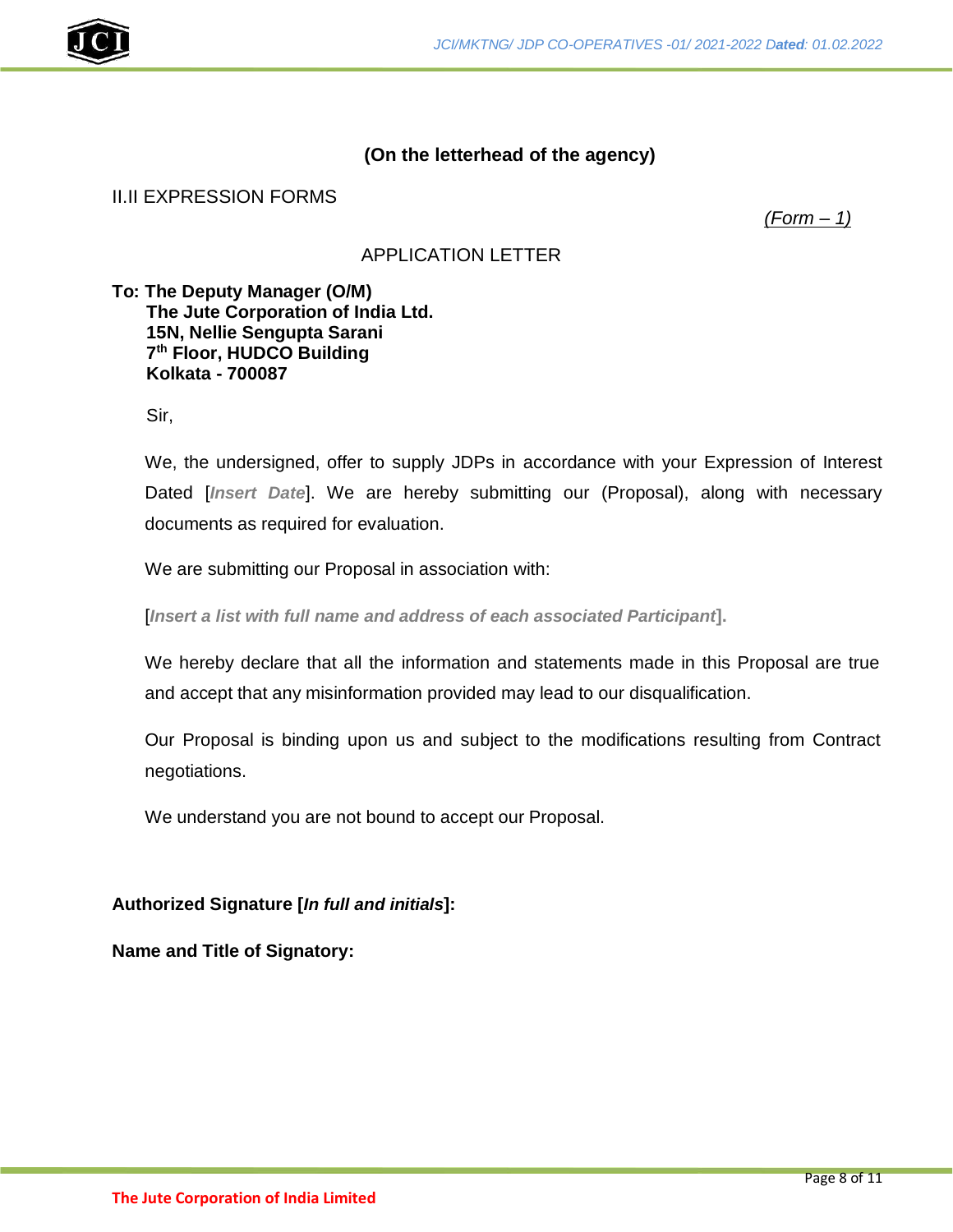**(On the letterhead of the agency)**

II.II EXPRESSION FORMS

*(Form – 1)*

APPLICATION LETTER

**To: The Deputy Manager (O/M)**
**The Jute Corporation of India Ltd.**
**15N, Nellie Sengupta Sarani**
**7th Floor, HUDCO Building**
**Kolkata - 700087**

Sir,

We, the undersigned, offer to supply JDPs in accordance with your Expression of Interest Dated [***Insert Date***]. We are hereby submitting our (Proposal), along with necessary documents as required for evaluation.

We are submitting our Proposal in association with:

[***Insert a list with full name and address of each associated Participant***].

We hereby declare that all the information and statements made in this Proposal are true and accept that any misinformation provided may lead to our disqualification.

Our Proposal is binding upon us and subject to the modifications resulting from Contract negotiations.

We understand you are not bound to accept our Proposal.

**Authorized Signature [*In full and initials*]:**

**Name and Title of Signatory:**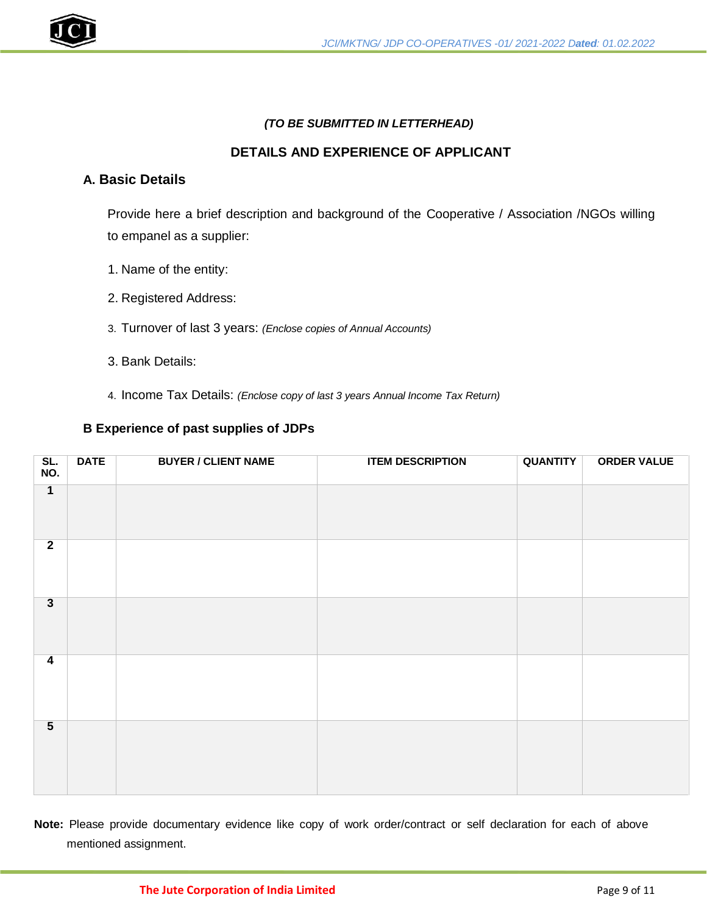*(TO BE SUBMITTED IN LETTERHEAD)*

## DETAILS AND EXPERIENCE OF APPLICANT

### A. Basic Details

Provide here a brief description and background of the Cooperative / Association /NGOs willing to empanel as a supplier:

1. Name of the entity:

2. Registered Address:

3. Turnover of last 3 years: *(Enclose copies of Annual Accounts)*

3. Bank Details:

4. Income Tax Details: *(Enclose copy of last 3 years Annual Income Tax Return)*

### B Experience of past supplies of JDPs

| SL. NO. | DATE | BUYER / CLIENT NAME | ITEM DESCRIPTION | QUANTITY | ORDER VALUE |
|---|---|---|---|---|---|
| 1 | | | | | |
| 2 | | | | | |
| 3 | | | | | |
| 4 | | | | | |
| 5 | | | | | |

**Note:** Please provide documentary evidence like copy of work order/contract or self declaration for each of above mentioned assignment.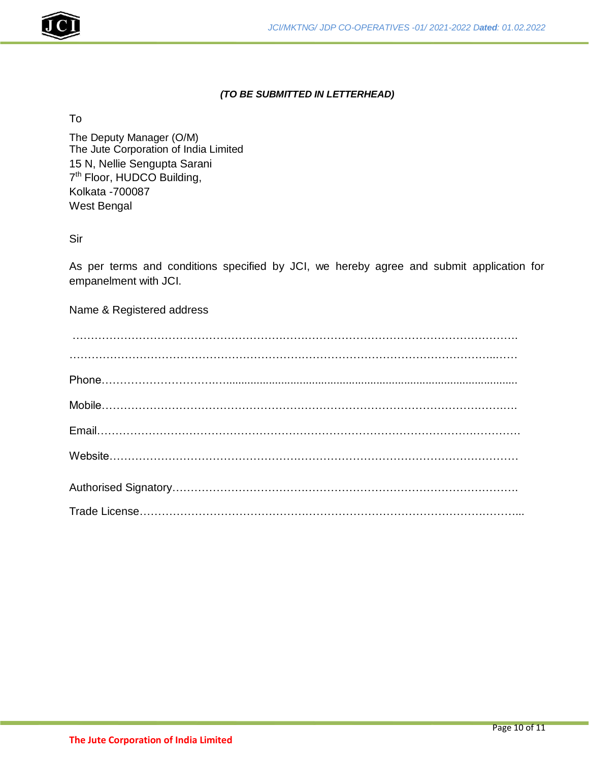***(TO BE SUBMITTED IN LETTERHEAD)***

To

The Deputy Manager (O/M)
The Jute Corporation of India Limited
15 N, Nellie Sengupta Sarani
7th Floor, HUDCO Building,
Kolkata -700087
West Bengal

Sir

As per terms and conditions specified by JCI, we hereby agree and submit application for empanelment with JCI.

Name & Registered address

…………………………………………………………………………………………………………

…………………………………………………………………………………………………………

Phone……………………………………………………………………………………………………

Mobile……………………………………………………………………………………………………

Email……………………………………………………………………………………………………

Website…………………………………………………………………………………………………

Authorised Signatory…………………………………………………………………………………

Trade License……………………………………………………………………………………………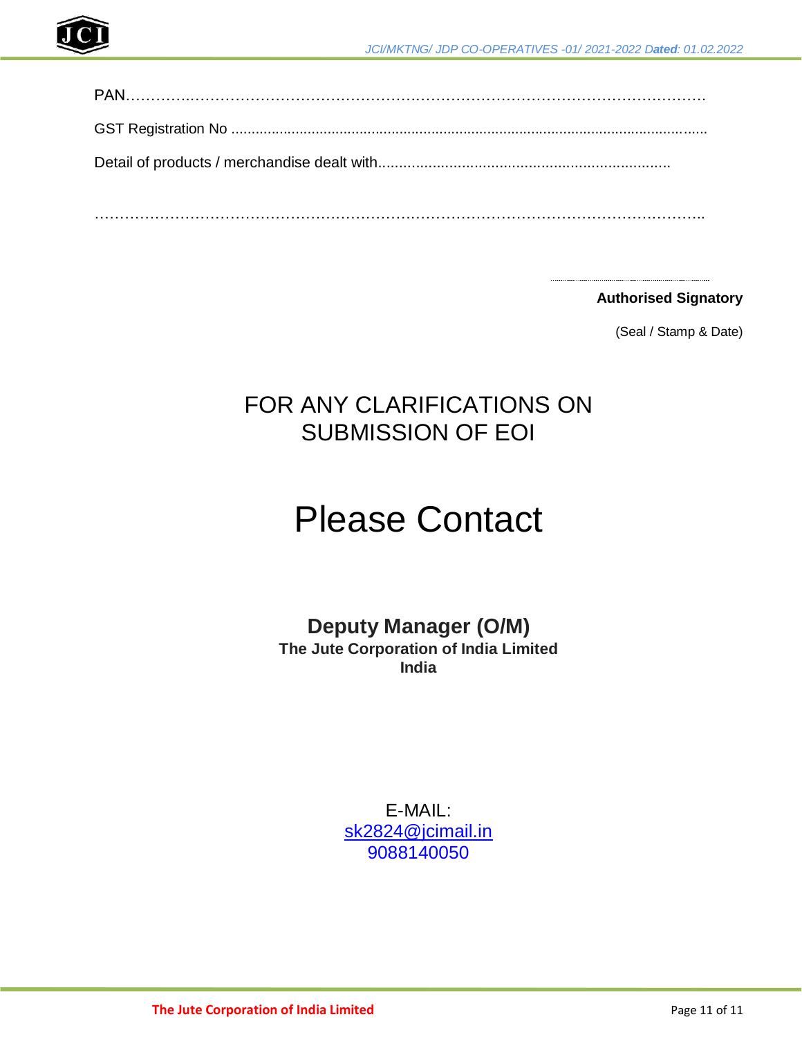PAN……………………………………………………………………………………………………

GST Registration No ...........................................................................................................

Detail of products / merchandise dealt with.....................................................................

……………………………………………………………………………………………………..

**Authorised Signatory**

(Seal / Stamp & Date)

# FOR ANY CLARIFICATIONS ON SUBMISSION OF EOI

# Please Contact

## Deputy Manager (O/M)

**The Jute Corporation of India Limited**
**India**

E-MAIL:
sk2824@jcimail.in
9088140050